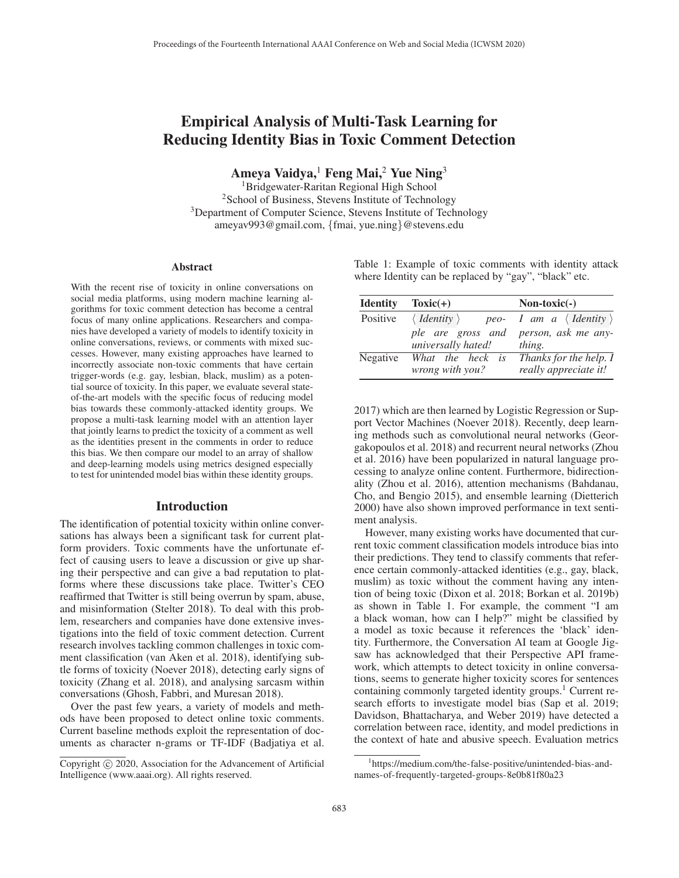# Empirical Analysis of Multi-Task Learning for Reducing Identity Bias in Toxic Comment Detection

**Ameya Vaidya,[1] Feng Mai,[2] Yue Ning[3]**

[1]Bridgewater-Raritan Regional High School
[2]School of Business, Stevens Institute of Technology
[3]Department of Computer Science, Stevens Institute of Technology
ameyav993@gmail.com, {fmai, yue.ning}@stevens.edu

## Abstract

With the recent rise of toxicity in online conversations on social media platforms, using modern machine learning algorithms for toxic comment detection has become a central focus of many online applications. Researchers and companies have developed a variety of models to identify toxicity in online conversations, reviews, or comments with mixed successes. However, many existing approaches have learned to incorrectly associate non-toxic comments that have certain trigger-words (e.g. gay, lesbian, black, muslim) as a potential source of toxicity. In this paper, we evaluate several state-of-the-art models with the specific focus of reducing model bias towards these commonly-attacked identity groups. We propose a multi-task learning model with an attention layer that jointly learns to predict the toxicity of a comment as well as the identities present in the comments in order to reduce this bias. We then compare our model to an array of shallow and deep-learning models using metrics designed especially to test for unintended model bias within these identity groups.

## Introduction

The identification of potential toxicity within online conversations has always been a significant task for current platform providers. Toxic comments have the unfortunate effect of causing users to leave a discussion or give up sharing their perspective and can give a bad reputation to platforms where these discussions take place. Twitter's CEO reaffirmed that Twitter is still being overrun by spam, abuse, and misinformation (Stelter 2018). To deal with this problem, researchers and companies have done extensive investigations into the field of toxic comment detection. Current research involves tackling common challenges in toxic comment classification (van Aken et al. 2018), identifying subtle forms of toxicity (Noever 2018), detecting early signs of toxicity (Zhang et al. 2018), and analysing sarcasm within conversations (Ghosh, Fabbri, and Muresan 2018).

Over the past few years, a variety of models and methods have been proposed to detect online toxic comments. Current baseline methods exploit the representation of documents as character n-grams or TF-IDF (Badjatiya et al. 2017) which are then learned by Logistic Regression or Support Vector Machines (Noever 2018). Recently, deep learning methods such as convolutional neural networks (Georgakopoulos et al. 2018) and recurrent neural networks (Zhou et al. 2016) have been popularized in natural language processing to analyze online content. Furthermore, bidirectionality (Zhou et al. 2016), attention mechanisms (Bahdanau, Cho, and Bengio 2015), and ensemble learning (Dietterich 2000) have also shown improved performance in text sentiment analysis.

Table 1: Example of toxic comments with identity attack where Identity can be replaced by "gay", "black" etc.

| Identity | Toxic(+) | Non-toxic(-) |
|---|---|---|
| Positive | *⟨ Identity ⟩ people are gross and universally hated!* | *I am a ⟨ Identity ⟩ person, ask me anything.* |
| Negative | *What the heck is wrong with you?* | *Thanks for the help. I really appreciate it!* |

However, many existing works have documented that current toxic comment classification models introduce bias into their predictions. They tend to classify comments that reference certain commonly-attacked identities (e.g., gay, black, muslim) as toxic without the comment having any intention of being toxic (Dixon et al. 2018; Borkan et al. 2019b) as shown in Table 1. For example, the comment "I am a black woman, how can I help?" might be classified by a model as toxic because it references the 'black' identity. Furthermore, the Conversation AI team at Google Jigsaw has acknowledged that their Perspective API framework, which attempts to detect toxicity in online conversations, seems to generate higher toxicity scores for sentences containing commonly targeted identity groups.[1] Current research efforts to investigate model bias (Sap et al. 2019; Davidson, Bhattacharya, and Weber 2019) have detected a correlation between race, identity, and model predictions in the context of hate and abusive speech. Evaluation metrics

[1]https://medium.com/the-false-positive/unintended-bias-and-names-of-frequently-targeted-groups-8e0b81f80a23

Copyright © 2020, Association for the Advancement of Artificial Intelligence (www.aaai.org). All rights reserved.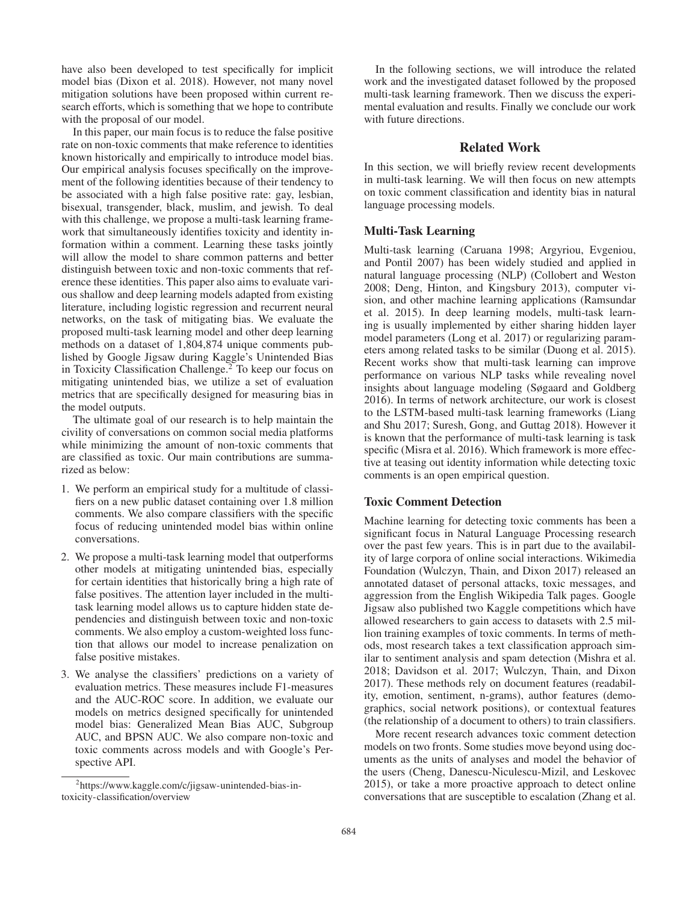have also been developed to test specifically for implicit model bias (Dixon et al. 2018). However, not many novel mitigation solutions have been proposed within current research efforts, which is something that we hope to contribute with the proposal of our model.

In this paper, our main focus is to reduce the false positive rate on non-toxic comments that make reference to identities known historically and empirically to introduce model bias. Our empirical analysis focuses specifically on the improvement of the following identities because of their tendency to be associated with a high false positive rate: gay, lesbian, bisexual, transgender, black, muslim, and jewish. To deal with this challenge, we propose a multi-task learning framework that simultaneously identifies toxicity and identity information within a comment. Learning these tasks jointly will allow the model to share common patterns and better distinguish between toxic and non-toxic comments that reference these identities. This paper also aims to evaluate various shallow and deep learning models adapted from existing literature, including logistic regression and recurrent neural networks, on the task of mitigating bias. We evaluate the proposed multi-task learning model and other deep learning methods on a dataset of 1,804,874 unique comments published by Google Jigsaw during Kaggle's Unintended Bias in Toxicity Classification Challenge.[2] To keep our focus on mitigating unintended bias, we utilize a set of evaluation metrics that are specifically designed for measuring bias in the model outputs.

The ultimate goal of our research is to help maintain the civility of conversations on common social media platforms while minimizing the amount of non-toxic comments that are classified as toxic. Our main contributions are summarized as below:

1. We perform an empirical study for a multitude of classifiers on a new public dataset containing over 1.8 million comments. We also compare classifiers with the specific focus of reducing unintended model bias within online conversations.
2. We propose a multi-task learning model that outperforms other models at mitigating unintended bias, especially for certain identities that historically bring a high rate of false positives. The attention layer included in the multi-task learning model allows us to capture hidden state dependencies and distinguish between toxic and non-toxic comments. We also employ a custom-weighted loss function that allows our model to increase penalization on false positive mistakes.
3. We analyse the classifiers' predictions on a variety of evaluation metrics. These measures include F1-measures and the AUC-ROC score. In addition, we evaluate our models on metrics designed specifically for unintended model bias: Generalized Mean Bias AUC, Subgroup AUC, and BPSN AUC. We also compare non-toxic and toxic comments across models and with Google's Perspective API.

[2] https://www.kaggle.com/c/jigsaw-unintended-bias-in-toxicity-classification/overview

In the following sections, we will introduce the related work and the investigated dataset followed by the proposed multi-task learning framework. Then we discuss the experimental evaluation and results. Finally we conclude our work with future directions.

## Related Work

In this section, we will briefly review recent developments in multi-task learning. We will then focus on new attempts on toxic comment classification and identity bias in natural language processing models.

### Multi-Task Learning

Multi-task learning (Caruana 1998; Argyriou, Evgeniou, and Pontil 2007) has been widely studied and applied in natural language processing (NLP) (Collobert and Weston 2008; Deng, Hinton, and Kingsbury 2013), computer vision, and other machine learning applications (Ramsundar et al. 2015). In deep learning models, multi-task learning is usually implemented by either sharing hidden layer model parameters (Long et al. 2017) or regularizing parameters among related tasks to be similar (Duong et al. 2015). Recent works show that multi-task learning can improve performance on various NLP tasks while revealing novel insights about language modeling (Søgaard and Goldberg 2016). In terms of network architecture, our work is closest to the LSTM-based multi-task learning frameworks (Liang and Shu 2017; Suresh, Gong, and Guttag 2018). However it is known that the performance of multi-task learning is task specific (Misra et al. 2016). Which framework is more effective at teasing out identity information while detecting toxic comments is an open empirical question.

### Toxic Comment Detection

Machine learning for detecting toxic comments has been a significant focus in Natural Language Processing research over the past few years. This is in part due to the availability of large corpora of online social interactions. Wikimedia Foundation (Wulczyn, Thain, and Dixon 2017) released an annotated dataset of personal attacks, toxic messages, and aggression from the English Wikipedia Talk pages. Google Jigsaw also published two Kaggle competitions which have allowed researchers to gain access to datasets with 2.5 million training examples of toxic comments. In terms of methods, most research takes a text classification approach similar to sentiment analysis and spam detection (Mishra et al. 2018; Davidson et al. 2017; Wulczyn, Thain, and Dixon 2017). These methods rely on document features (readability, emotion, sentiment, n-grams), author features (demographics, social network positions), or contextual features (the relationship of a document to others) to train classifiers.

More recent research advances toxic comment detection models on two fronts. Some studies move beyond using documents as the units of analyses and model the behavior of the users (Cheng, Danescu-Niculescu-Mizil, and Leskovec 2015), or take a more proactive approach to detect online conversations that are susceptible to escalation (Zhang et al.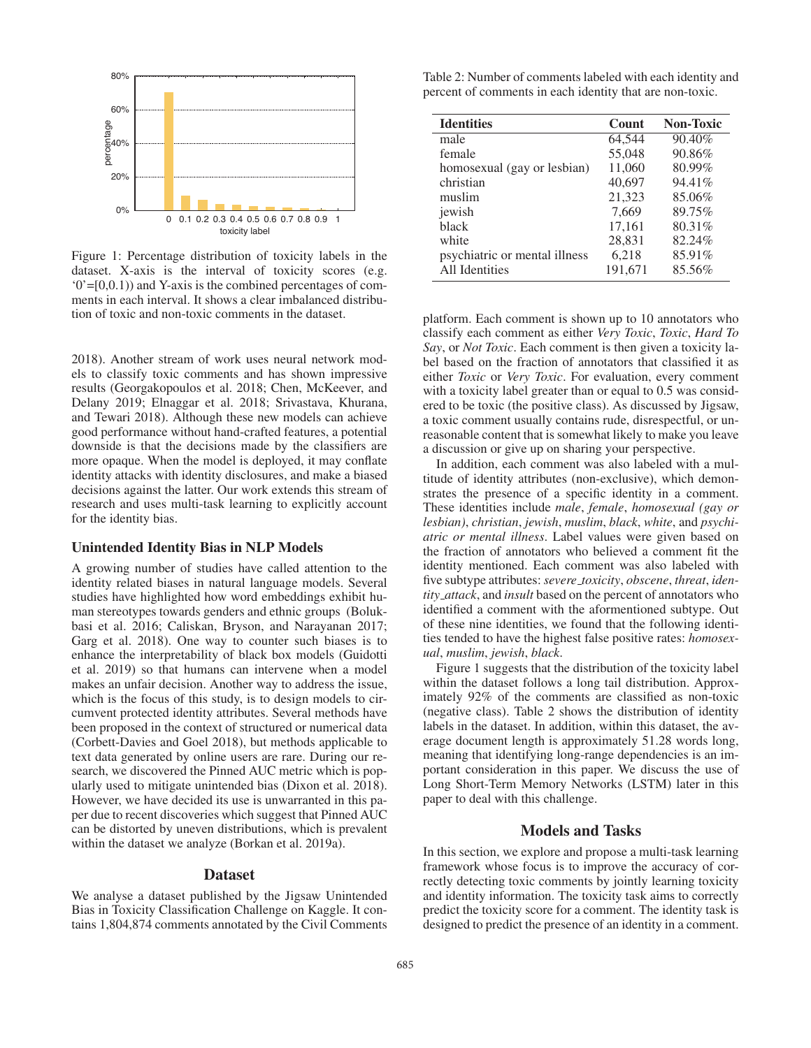Figure 1: Percentage distribution of toxicity labels in the dataset. X-axis is the interval of toxicity scores (e.g. '0'=[0,0.1)) and Y-axis is the combined percentages of comments in each interval. It shows a clear imbalanced distribution of toxic and non-toxic comments in the dataset.

2018). Another stream of work uses neural network models to classify toxic comments and has shown impressive results (Georgakopoulos et al. 2018; Chen, McKeever, and Delany 2019; Elnaggar et al. 2018; Srivastava, Khurana, and Tewari 2018). Although these new models can achieve good performance without hand-crafted features, a potential downside is that the decisions made by the classifiers are more opaque. When the model is deployed, it may conflate identity attacks with identity disclosures, and make a biased decisions against the latter. Our work extends this stream of research and uses multi-task learning to explicitly account for the identity bias.

### Unintended Identity Bias in NLP Models

A growing number of studies have called attention to the identity related biases in natural language models. Several studies have highlighted how word embeddings exhibit human stereotypes towards genders and ethnic groups (Bolukbasi et al. 2016; Caliskan, Bryson, and Narayanan 2017; Garg et al. 2018). One way to counter such biases is to enhance the interpretability of black box models (Guidotti et al. 2019) so that humans can intervene when a model makes an unfair decision. Another way to address the issue, which is the focus of this study, is to design models to circumvent protected identity attributes. Several methods have been proposed in the context of structured or numerical data (Corbett-Davies and Goel 2018), but methods applicable to text data generated by online users are rare. During our research, we discovered the Pinned AUC metric which is popularly used to mitigate unintended bias (Dixon et al. 2018). However, we have decided its use is unwarranted in this paper due to recent discoveries which suggest that Pinned AUC can be distorted by uneven distributions, which is prevalent within the dataset we analyze (Borkan et al. 2019a).

## Dataset

We analyse a dataset published by the Jigsaw Unintended Bias in Toxicity Classification Challenge on Kaggle. It contains 1,804,874 comments annotated by the Civil Comments platform. Each comment is shown up to 10 annotators who classify each comment as either *Very Toxic*, *Toxic*, *Hard To Say*, or *Not Toxic*. Each comment is then given a toxicity label based on the fraction of annotators that classified it as either *Toxic* or *Very Toxic*. For evaluation, every comment with a toxicity label greater than or equal to 0.5 was considered to be toxic (the positive class). As discussed by Jigsaw, a toxic comment usually contains rude, disrespectful, or unreasonable content that is somewhat likely to make you leave a discussion or give up on sharing your perspective.

Table 2: Number of comments labeled with each identity and percent of comments in each identity that are non-toxic.

| Identities | Count | Non-Toxic |
|---|---|---|
| male | 64,544 | 90.40% |
| female | 55,048 | 90.86% |
| homosexual (gay or lesbian) | 11,060 | 80.99% |
| christian | 40,697 | 94.41% |
| muslim | 21,323 | 85.06% |
| jewish | 7,669 | 89.75% |
| black | 17,161 | 80.31% |
| white | 28,831 | 82.24% |
| psychiatric or mental illness | 6,218 | 85.91% |
| All Identities | 191,671 | 85.56% |

In addition, each comment was also labeled with a multitude of identity attributes (non-exclusive), which demonstrates the presence of a specific identity in a comment. These identities include *male*, *female*, *homosexual (gay or lesbian)*, *christian*, *jewish*, *muslim*, *black*, *white*, and *psychiatric or mental illness*. Label values were given based on the fraction of annotators who believed a comment fit the identity mentioned. Each comment was also labeled with five subtype attributes: *severe_toxicity*, *obscene*, *threat*, *identity_attack*, and *insult* based on the percent of annotators who identified a comment with the aforementioned subtype. Out of these nine identities, we found that the following identities tended to have the highest false positive rates: *homosexual*, *muslim*, *jewish*, *black*.

Figure 1 suggests that the distribution of the toxicity label within the dataset follows a long tail distribution. Approximately 92% of the comments are classified as non-toxic (negative class). Table 2 shows the distribution of identity labels in the dataset. In addition, within this dataset, the average document length is approximately 51.28 words long, meaning that identifying long-range dependencies is an important consideration in this paper. We discuss the use of Long Short-Term Memory Networks (LSTM) later in this paper to deal with this challenge.

## Models and Tasks

In this section, we explore and propose a multi-task learning framework whose focus is to improve the accuracy of correctly detecting toxic comments by jointly learning toxicity and identity information. The toxicity task aims to correctly predict the toxicity score for a comment. The identity task is designed to predict the presence of an identity in a comment.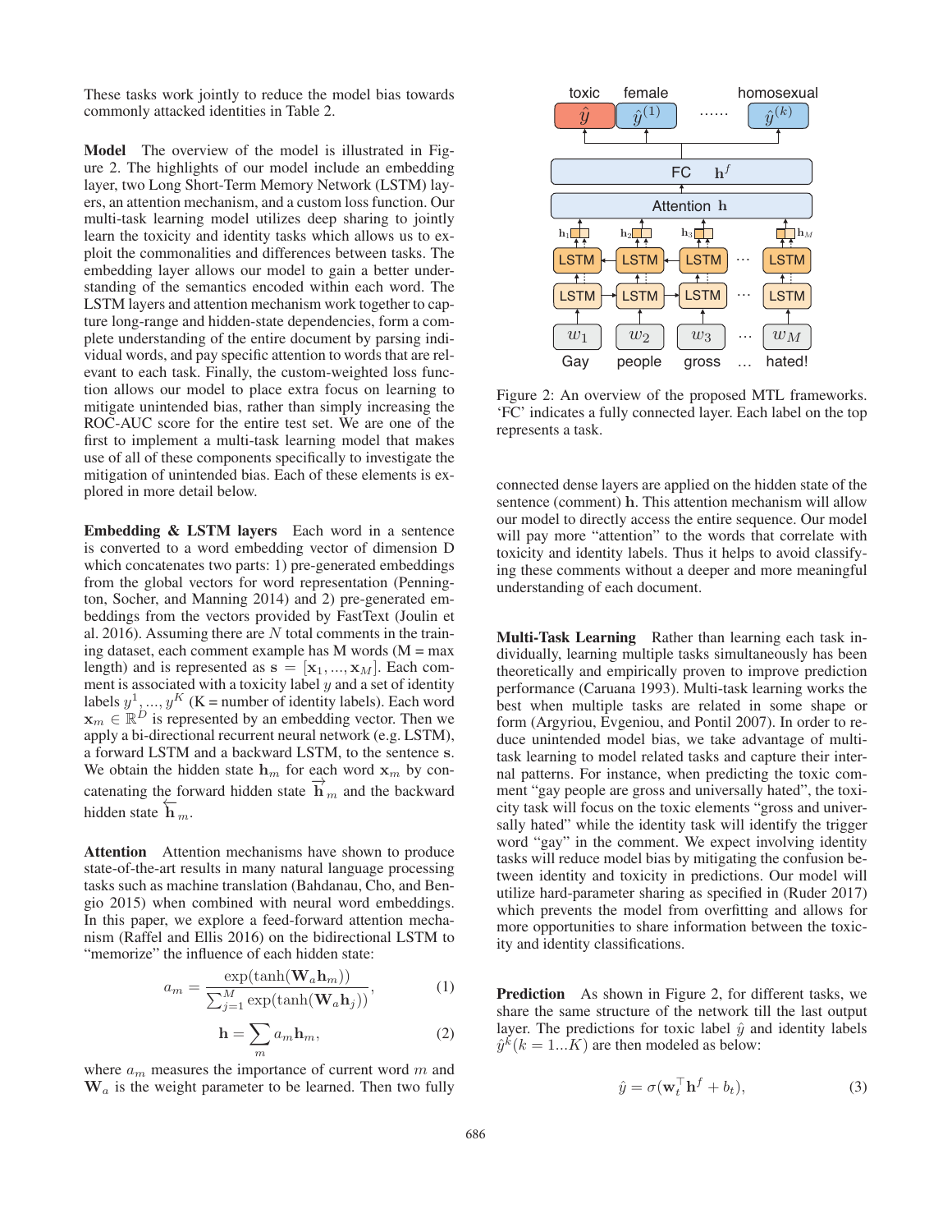These tasks work jointly to reduce the model bias towards commonly attacked identities in Table 2.

**Model** The overview of the model is illustrated in Figure 2. The highlights of our model include an embedding layer, two Long Short-Term Memory Network (LSTM) layers, an attention mechanism, and a custom loss function. Our multi-task learning model utilizes deep sharing to jointly learn the toxicity and identity tasks which allows us to exploit the commonalities and differences between tasks. The embedding layer allows our model to gain a better understanding of the semantics encoded within each word. The LSTM layers and attention mechanism work together to capture long-range and hidden-state dependencies, form a complete understanding of the entire document by parsing individual words, and pay specific attention to words that are relevant to each task. Finally, the custom-weighted loss function allows our model to place extra focus on learning to mitigate unintended bias, rather than simply increasing the ROC-AUC score for the entire test set. We are one of the first to implement a multi-task learning model that makes use of all of these components specifically to investigate the mitigation of unintended bias. Each of these elements is explored in more detail below.

**Embedding & LSTM layers** Each word in a sentence is converted to a word embedding vector of dimension D which concatenates two parts: 1) pre-generated embeddings from the global vectors for word representation (Pennington, Socher, and Manning 2014) and 2) pre-generated embeddings from the vectors provided by FastText (Joulin et al. 2016). Assuming there are $N$ total comments in the training dataset, each comment example has M words (M = max length) and is represented as $\mathbf{s} = [\mathbf{x}_1, ..., \mathbf{x}_M]$. Each comment is associated with a toxicity label $y$ and a set of identity labels $y^1, ..., y^K$ (K = number of identity labels). Each word $\mathbf{x}_m \in \mathbb{R}^D$ is represented by an embedding vector. Then we apply a bi-directional recurrent neural network (e.g. LSTM), a forward LSTM and a backward LSTM, to the sentence $\mathbf{s}$. We obtain the hidden state $\mathbf{h}_m$ for each word $\mathbf{x}_m$ by concatenating the forward hidden state $\overrightarrow{\mathbf{h}}_m$ and the backward hidden state $\overleftarrow{\mathbf{h}}_m$.

**Attention** Attention mechanisms have shown to produce state-of-the-art results in many natural language processing tasks such as machine translation (Bahdanau, Cho, and Bengio 2015) when combined with neural word embeddings. In this paper, we explore a feed-forward attention mechanism (Raffel and Ellis 2016) on the bidirectional LSTM to "memorize" the influence of each hidden state:

$$a_m = \frac{\exp(\tanh(\mathbf{W}_a \mathbf{h}_m))}{\sum_{j=1}^{M} \exp(\tanh(\mathbf{W}_a \mathbf{h}_j))}, \tag{1}$$

$$\mathbf{h} = \sum_{m} a_m \mathbf{h}_m, \tag{2}$$

where $a_m$ measures the importance of current word $m$ and $\mathbf{W}_a$ is the weight parameter to be learned. Then two fully connected dense layers are applied on the hidden state of the sentence (comment) $\mathbf{h}$. This attention mechanism will allow our model to directly access the entire sequence. Our model will pay more "attention" to the words that correlate with toxicity and identity labels. Thus it helps to avoid classifying these comments without a deeper and more meaningful understanding of each document.

Figure 2: An overview of the proposed MTL frameworks. 'FC' indicates a fully connected layer. Each label on the top represents a task.

**Multi-Task Learning** Rather than learning each task individually, learning multiple tasks simultaneously has been theoretically and empirically proven to improve prediction performance (Caruana 1993). Multi-task learning works the best when multiple tasks are related in some shape or form (Argyriou, Evgeniou, and Pontil 2007). In order to reduce unintended model bias, we take advantage of multi-task learning to model related tasks and capture their internal patterns. For instance, when predicting the toxic comment "gay people are gross and universally hated", the toxicity task will focus on the toxic elements "gross and universally hated" while the identity task will identify the trigger word "gay" in the comment. We expect involving identity tasks will reduce model bias by mitigating the confusion between identity and toxicity in predictions. Our model will utilize hard-parameter sharing as specified in (Ruder 2017) which prevents the model from overfitting and allows for more opportunities to share information between the toxicity and identity classifications.

**Prediction** As shown in Figure 2, for different tasks, we share the same structure of the network till the last output layer. The predictions for toxic label $\hat{y}$ and identity labels $\hat{y}^k (k = 1...K)$ are then modeled as below:

$$\hat{y} = \sigma(\mathbf{w}_t^\top \mathbf{h}^f + b_t), \tag{3}$$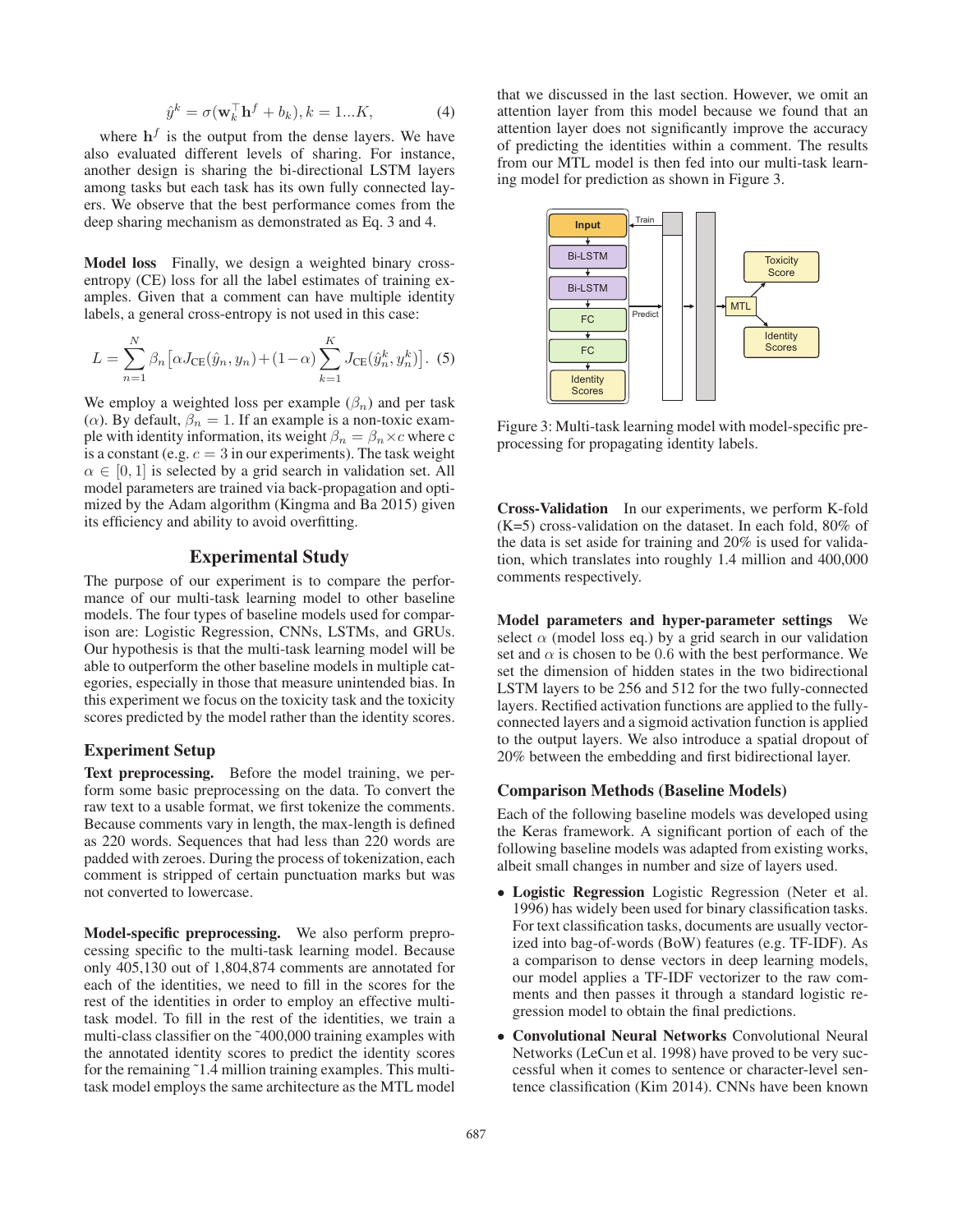$$\hat{y}^k = \sigma(\mathbf{w}_k^\top \mathbf{h}^f + b_k), k = 1...K, \quad (4)$$

where $\mathbf{h}^f$ is the output from the dense layers. We have also evaluated different levels of sharing. For instance, another design is sharing the bi-directional LSTM layers among tasks but each task has its own fully connected layers. We observe that the best performance comes from the deep sharing mechanism as demonstrated as Eq. 3 and 4.

**Model loss** Finally, we design a weighted binary cross-entropy (CE) loss for all the label estimates of training examples. Given that a comment can have multiple identity labels, a general cross-entropy is not used in this case:

$$L = \sum_{n=1}^{N} \beta_n \big[ \alpha J_{\text{CE}}(\hat{y}_n, y_n) + (1-\alpha) \sum_{k=1}^{K} J_{\text{CE}}(\hat{y}_n^k, y_n^k) \big]. \quad (5)$$

We employ a weighted loss per example ($\beta_n$) and per task ($\alpha$). By default, $\beta_n = 1$. If an example is a non-toxic example with identity information, its weight $\beta_n = \beta_n \times c$ where c is a constant (e.g. $c = 3$ in our experiments). The task weight $\alpha \in [0, 1]$ is selected by a grid search in validation set. All model parameters are trained via back-propagation and optimized by the Adam algorithm (Kingma and Ba 2015) given its efficiency and ability to avoid overfitting.

## Experimental Study

The purpose of our experiment is to compare the performance of our multi-task learning model to other baseline models. The four types of baseline models used for comparison are: Logistic Regression, CNNs, LSTMs, and GRUs. Our hypothesis is that the multi-task learning model will be able to outperform the other baseline models in multiple categories, especially in those that measure unintended bias. In this experiment we focus on the toxicity task and the toxicity scores predicted by the model rather than the identity scores.

### Experiment Setup

**Text preprocessing.** Before the model training, we perform some basic preprocessing on the data. To convert the raw text to a usable format, we first tokenize the comments. Because comments vary in length, the max-length is defined as 220 words. Sequences that had less than 220 words are padded with zeroes. During the process of tokenization, each comment is stripped of certain punctuation marks but was not converted to lowercase.

**Model-specific preprocessing.** We also perform preprocessing specific to the multi-task learning model. Because only 405,130 out of 1,804,874 comments are annotated for each of the identities, we need to fill in the scores for the rest of the identities in order to employ an effective multi-task model. To fill in the rest of the identities, we train a multi-class classifier on the ˜400,000 training examples with the annotated identity scores to predict the identity scores for the remaining ˜1.4 million training examples. This multi-task model employs the same architecture as the MTL model that we discussed in the last section. However, we omit an attention layer from this model because we found that an attention layer does not significantly improve the accuracy of predicting the identities within a comment. The results from our MTL model is then fed into our multi-task learning model for prediction as shown in Figure 3.

Figure 3: Multi-task learning model with model-specific preprocessing for propagating identity labels.

**Cross-Validation** In our experiments, we perform K-fold (K=5) cross-validation on the dataset. In each fold, 80% of the data is set aside for training and 20% is used for validation, which translates into roughly 1.4 million and 400,000 comments respectively.

**Model parameters and hyper-parameter settings** We select $\alpha$ (model loss eq.) by a grid search in our validation set and $\alpha$ is chosen to be 0.6 with the best performance. We set the dimension of hidden states in the two bidirectional LSTM layers to be 256 and 512 for the two fully-connected layers. Rectified activation functions are applied to the fully-connected layers and a sigmoid activation function is applied to the output layers. We also introduce a spatial dropout of 20% between the embedding and first bidirectional layer.

### Comparison Methods (Baseline Models)

Each of the following baseline models was developed using the Keras framework. A significant portion of each of the following baseline models was adapted from existing works, albeit small changes in number and size of layers used.

- **Logistic Regression** Logistic Regression (Neter et al. 1996) has widely been used for binary classification tasks. For text classification tasks, documents are usually vectorized into bag-of-words (BoW) features (e.g. TF-IDF). As a comparison to dense vectors in deep learning models, our model applies a TF-IDF vectorizer to the raw comments and then passes it through a standard logistic regression model to obtain the final predictions.
- **Convolutional Neural Networks** Convolutional Neural Networks (LeCun et al. 1998) have proved to be very successful when it comes to sentence or character-level sentence classification (Kim 2014). CNNs have been known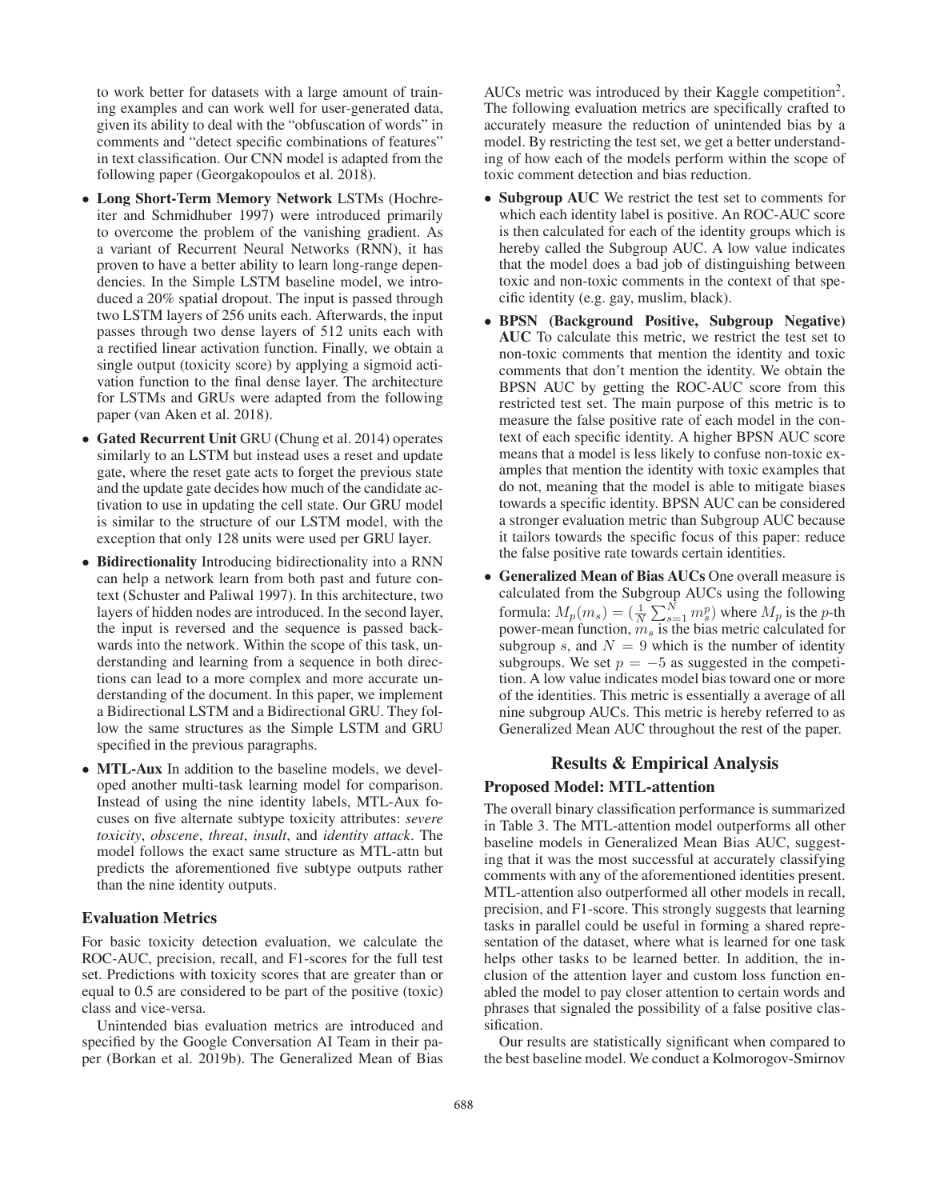to work better for datasets with a large amount of training examples and can work well for user-generated data, given its ability to deal with the "obfuscation of words" in comments and "detect specific combinations of features" in text classification. Our CNN model is adapted from the following paper (Georgakopoulos et al. 2018).

- **Long Short-Term Memory Network** LSTMs (Hochreiter and Schmidhuber 1997) were introduced primarily to overcome the problem of the vanishing gradient. As a variant of Recurrent Neural Networks (RNN), it has proven to have a better ability to learn long-range dependencies. In the Simple LSTM baseline model, we introduced a 20% spatial dropout. The input is passed through two LSTM layers of 256 units each. Afterwards, the input passes through two dense layers of 512 units each with a rectified linear activation function. Finally, we obtain a single output (toxicity score) by applying a sigmoid activation function to the final dense layer. The architecture for LSTMs and GRUs were adapted from the following paper (van Aken et al. 2018).
- **Gated Recurrent Unit** GRU (Chung et al. 2014) operates similarly to an LSTM but instead uses a reset and update gate, where the reset gate acts to forget the previous state and the update gate decides how much of the candidate activation to use in updating the cell state. Our GRU model is similar to the structure of our LSTM model, with the exception that only 128 units were used per GRU layer.
- **Bidirectionality** Introducing bidirectionality into a RNN can help a network learn from both past and future context (Schuster and Paliwal 1997). In this architecture, two layers of hidden nodes are introduced. In the second layer, the input is reversed and the sequence is passed backwards into the network. Within the scope of this task, understanding and learning from a sequence in both directions can lead to a more complex and more accurate understanding of the document. In this paper, we implement a Bidirectional LSTM and a Bidirectional GRU. They follow the same structures as the Simple LSTM and GRU specified in the previous paragraphs.
- **MTL-Aux** In addition to the baseline models, we developed another multi-task learning model for comparison. Instead of using the nine identity labels, MTL-Aux focuses on five alternate subtype toxicity attributes: *severe toxicity*, *obscene*, *threat*, *insult*, and *identity attack*. The model follows the exact same structure as MTL-attn but predicts the aforementioned five subtype outputs rather than the nine identity outputs.

### Evaluation Metrics

For basic toxicity detection evaluation, we calculate the ROC-AUC, precision, recall, and F1-scores for the full test set. Predictions with toxicity scores that are greater than or equal to 0.5 are considered to be part of the positive (toxic) class and vice-versa.

Unintended bias evaluation metrics are introduced and specified by the Google Conversation AI Team in their paper (Borkan et al. 2019b). The Generalized Mean of Bias AUCs metric was introduced by their Kaggle competition[2]. The following evaluation metrics are specifically crafted to accurately measure the reduction of unintended bias by a model. By restricting the test set, we get a better understanding of how each of the models perform within the scope of toxic comment detection and bias reduction.

- **Subgroup AUC** We restrict the test set to comments for which each identity label is positive. An ROC-AUC score is then calculated for each of the identity groups which is hereby called the Subgroup AUC. A low value indicates that the model does a bad job of distinguishing between toxic and non-toxic comments in the context of that specific identity (e.g. gay, muslim, black).
- **BPSN (Background Positive, Subgroup Negative) AUC** To calculate this metric, we restrict the test set to non-toxic comments that mention the identity and toxic comments that don't mention the identity. We obtain the BPSN AUC by getting the ROC-AUC score from this restricted test set. The main purpose of this metric is to measure the false positive rate of each model in the context of each specific identity. A higher BPSN AUC score means that a model is less likely to confuse non-toxic examples that mention the identity with toxic examples that do not, meaning that the model is able to mitigate biases towards a specific identity. BPSN AUC can be considered a stronger evaluation metric than Subgroup AUC because it tailors towards the specific focus of this paper: reduce the false positive rate towards certain identities.
- **Generalized Mean of Bias AUCs** One overall measure is calculated from the Subgroup AUCs using the following formula: $M_p(m_s) = (\frac{1}{N}\sum_{s=1}^{N} m_s^p)$ where $M_p$ is the $p$-th power-mean function, $m_s$ is the bias metric calculated for subgroup $s$, and $N = 9$ which is the number of identity subgroups. We set $p = -5$ as suggested in the competition. A low value indicates model bias toward one or more of the identities. This metric is essentially a average of all nine subgroup AUCs. This metric is hereby referred to as Generalized Mean AUC throughout the rest of the paper.

## Results & Empirical Analysis

### Proposed Model: MTL-attention

The overall binary classification performance is summarized in Table 3. The MTL-attention model outperforms all other baseline models in Generalized Mean Bias AUC, suggesting that it was the most successful at accurately classifying comments with any of the aforementioned identities present. MTL-attention also outperformed all other models in recall, precision, and F1-score. This strongly suggests that learning tasks in parallel could be useful in forming a shared representation of the dataset, where what is learned for one task helps other tasks to be learned better. In addition, the inclusion of the attention layer and custom loss function enabled the model to pay closer attention to certain words and phrases that signaled the possibility of a false positive classification.

Our results are statistically significant when compared to the best baseline model. We conduct a Kolmorogov-Smirnov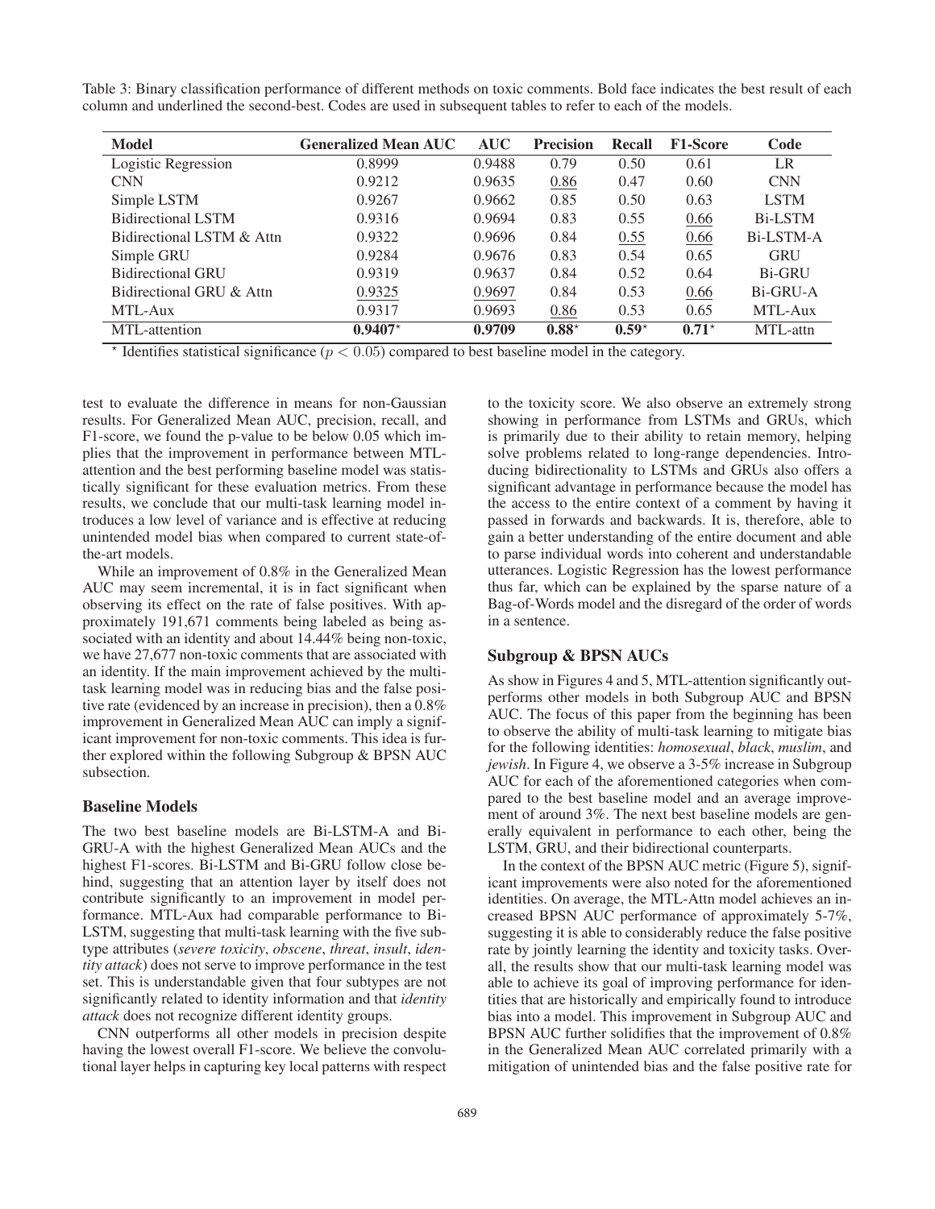Table 3: Binary classification performance of different methods on toxic comments. Bold face indicates the best result of each column and underlined the second-best. Codes are used in subsequent tables to refer to each of the models.

| Model | Generalized Mean AUC | AUC | Precision | Recall | F1-Score | Code |
|---|---|---|---|---|---|---|
| Logistic Regression | 0.8999 | 0.9488 | 0.79 | 0.50 | 0.61 | LR |
| CNN | 0.9212 | 0.9635 | <u>0.86</u> | 0.47 | 0.60 | CNN |
| Simple LSTM | 0.9267 | 0.9662 | 0.85 | 0.50 | 0.63 | LSTM |
| Bidirectional LSTM | 0.9316 | 0.9694 | 0.83 | 0.55 | <u>0.66</u> | Bi-LSTM |
| Bidirectional LSTM & Attn | 0.9322 | 0.9696 | 0.84 | <u>0.55</u> | <u>0.66</u> | Bi-LSTM-A |
| Simple GRU | 0.9284 | 0.9676 | 0.83 | 0.54 | 0.65 | GRU |
| Bidirectional GRU | 0.9319 | 0.9637 | 0.84 | 0.52 | 0.64 | Bi-GRU |
| Bidirectional GRU & Attn | <u>0.9325</u> | <u>0.9697</u> | 0.84 | 0.53 | <u>0.66</u> | Bi-GRU-A |
| MTL-Aux | 0.9317 | 0.9693 | <u>0.86</u> | 0.53 | 0.65 | MTL-Aux |
| MTL-attention | **0.9407*** | **0.9709** | **0.88*** | **0.59*** | **0.71*** | MTL-attn |

\* Identifies statistical significance ($p < 0.05$) compared to best baseline model in the category.

test to evaluate the difference in means for non-Gaussian results. For Generalized Mean AUC, precision, recall, and F1-score, we found the p-value to be below 0.05 which implies that the improvement in performance between MTL-attention and the best performing baseline model was statistically significant for these evaluation metrics. From these results, we conclude that our multi-task learning model introduces a low level of variance and is effective at reducing unintended model bias when compared to current state-of-the-art models.

While an improvement of 0.8% in the Generalized Mean AUC may seem incremental, it is in fact significant when observing its effect on the rate of false positives. With approximately 191,671 comments being labeled as being associated with an identity and about 14.44% being non-toxic, we have 27,677 non-toxic comments that are associated with an identity. If the main improvement achieved by the multi-task learning model was in reducing bias and the false positive rate (evidenced by an increase in precision), then a 0.8% improvement in Generalized Mean AUC can imply a significant improvement for non-toxic comments. This idea is further explored within the following Subgroup & BPSN AUC subsection.

### Baseline Models

The two best baseline models are Bi-LSTM-A and Bi-GRU-A with the highest Generalized Mean AUCs and the highest F1-scores. Bi-LSTM and Bi-GRU follow close behind, suggesting that an attention layer by itself does not contribute significantly to an improvement in model performance. MTL-Aux had comparable performance to Bi-LSTM, suggesting that multi-task learning with the five subtype attributes (*severe toxicity*, *obscene*, *threat*, *insult*, *identity attack*) does not serve to improve performance in the test set. This is understandable given that four subtypes are not significantly related to identity information and that *identity attack* does not recognize different identity groups.

CNN outperforms all other models in precision despite having the lowest overall F1-score. We believe the convolutional layer helps in capturing key local patterns with respect to the toxicity score. We also observe an extremely strong showing in performance from LSTMs and GRUs, which is primarily due to their ability to retain memory, helping solve problems related to long-range dependencies. Introducing bidirectionality to LSTMs and GRUs also offers a significant advantage in performance because the model has the access to the entire context of a comment by having it passed in forwards and backwards. It is, therefore, able to gain a better understanding of the entire document and able to parse individual words into coherent and understandable utterances. Logistic Regression has the lowest performance thus far, which can be explained by the sparse nature of a Bag-of-Words model and the disregard of the order of words in a sentence.

### Subgroup & BPSN AUCs

As show in Figures 4 and 5, MTL-attention significantly outperforms other models in both Subgroup AUC and BPSN AUC. The focus of this paper from the beginning has been to observe the ability of multi-task learning to mitigate bias for the following identities: *homosexual*, *black*, *muslim*, and *jewish*. In Figure 4, we observe a 3-5% increase in Subgroup AUC for each of the aforementioned categories when compared to the best baseline model and an average improvement of around 3%. The next best baseline models are generally equivalent in performance to each other, being the LSTM, GRU, and their bidirectional counterparts.

In the context of the BPSN AUC metric (Figure 5), significant improvements were also noted for the aforementioned identities. On average, the MTL-Attn model achieves an increased BPSN AUC performance of approximately 5-7%, suggesting it is able to considerably reduce the false positive rate by jointly learning the identity and toxicity tasks. Overall, the results show that our multi-task learning model was able to achieve its goal of improving performance for identities that are historically and empirically found to introduce bias into a model. This improvement in Subgroup AUC and BPSN AUC further solidifies that the improvement of 0.8% in the Generalized Mean AUC correlated primarily with a mitigation of unintended bias and the false positive rate for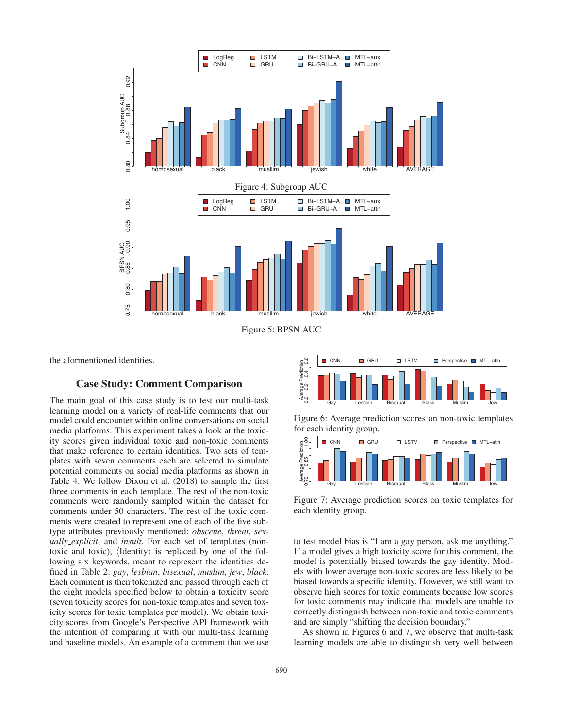Figure 4: Subgroup AUC

Figure 5: BPSN AUC

the aforementioned identities.

## Case Study: Comment Comparison

The main goal of this case study is to test our multi-task learning model on a variety of real-life comments that our model could encounter within online conversations on social media platforms. This experiment takes a look at the toxicity scores given individual toxic and non-toxic comments that make reference to certain identities. Two sets of templates with seven comments each are selected to simulate potential comments on social media platforms as shown in Table 4. We follow Dixon et al. (2018) to sample the first three comments in each template. The rest of the non-toxic comments were randomly sampled within the dataset for comments under 50 characters. The rest of the toxic comments were created to represent one of each of the five subtype attributes previously mentioned: *obscene*, *threat*, *sexually_explicit*, and *insult*. For each set of templates (non-toxic and toxic), ⟨Identity⟩ is replaced by one of the following six keywords, meant to represent the identities defined in Table 2: *gay*, *lesbian*, *bisexual*, *muslim*, *jew*, *black*. Each comment is then tokenized and passed through each of the eight models specified below to obtain a toxicity score (seven toxicity scores for non-toxic templates and seven toxicity scores for toxic templates per model). We obtain toxicity scores from Google's Perspective API framework with the intention of comparing it with our multi-task learning and baseline models. An example of a comment that we use to test model bias is "I am a gay person, ask me anything." If a model gives a high toxicity score for this comment, the model is potentially biased towards the gay identity. Models with lower average non-toxic scores are less likely to be biased towards a specific identity. However, we still want to observe high scores for toxic comments because low scores for toxic comments may indicate that models are unable to correctly distinguish between non-toxic and toxic comments and are simply "shifting the decision boundary."

Figure 6: Average prediction scores on non-toxic templates for each identity group.

Figure 7: Average prediction scores on toxic templates for each identity group.

As shown in Figures 6 and 7, we observe that multi-task learning models are able to distinguish very well between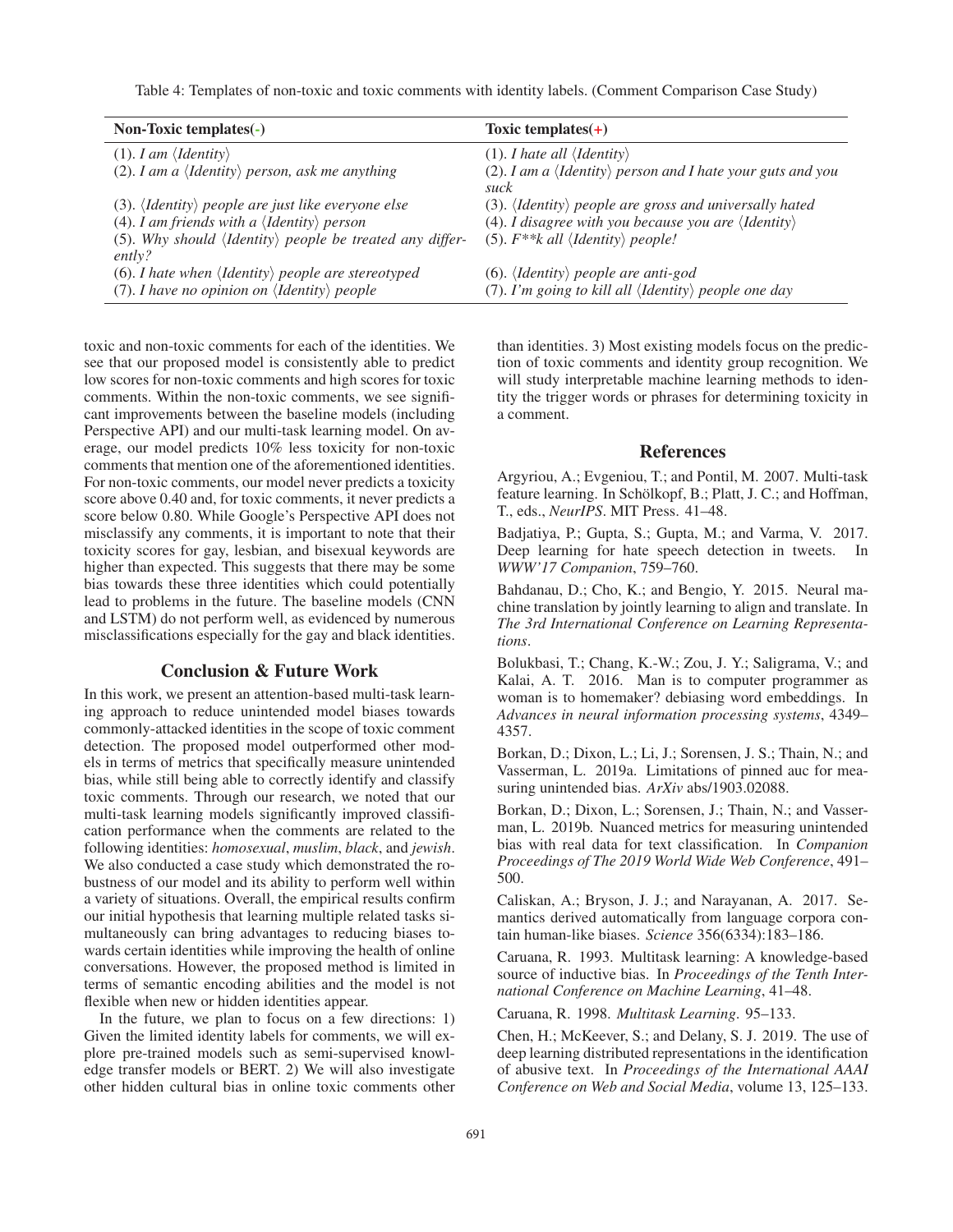Table 4: Templates of non-toxic and toxic comments with identity labels. (Comment Comparison Case Study)

| Non-Toxic templates(-) | Toxic templates(+) |
|---|---|
| (1). *I am ⟨Identity⟩* | (1). *I hate all ⟨Identity⟩* |
| (2). *I am a ⟨Identity⟩ person, ask me anything* | (2). *I am a ⟨Identity⟩ person and I hate your guts and you suck* |
| (3). *⟨Identity⟩ people are just like everyone else* | (3). *⟨Identity⟩ people are gross and universally hated* |
| (4). *I am friends with a ⟨Identity⟩ person* | (4). *I disagree with you because you are ⟨Identity⟩* |
| (5). *Why should ⟨Identity⟩ people be treated any differently?* | (5). *F**k all ⟨Identity⟩ people!* |
| (6). *I hate when ⟨Identity⟩ people are stereotyped* | (6). *⟨Identity⟩ people are anti-god* |
| (7). *I have no opinion on ⟨Identity⟩ people* | (7). *I'm going to kill all ⟨Identity⟩ people one day* |

toxic and non-toxic comments for each of the identities. We see that our proposed model is consistently able to predict low scores for non-toxic comments and high scores for toxic comments. Within the non-toxic comments, we see significant improvements between the baseline models (including Perspective API) and our multi-task learning model. On average, our model predicts 10% less toxicity for non-toxic comments that mention one of the aforementioned identities. For non-toxic comments, our model never predicts a toxicity score above 0.40 and, for toxic comments, it never predicts a score below 0.80. While Google's Perspective API does not misclassify any comments, it is important to note that their toxicity scores for gay, lesbian, and bisexual keywords are higher than expected. This suggests that there may be some bias towards these three identities which could potentially lead to problems in the future. The baseline models (CNN and LSTM) do not perform well, as evidenced by numerous misclassifications especially for the gay and black identities.

## Conclusion & Future Work

In this work, we present an attention-based multi-task learning approach to reduce unintended model biases towards commonly-attacked identities in the scope of toxic comment detection. The proposed model outperformed other models in terms of metrics that specifically measure unintended bias, while still being able to correctly identify and classify toxic comments. Through our research, we noted that our multi-task learning models significantly improved classification performance when the comments are related to the following identities: *homosexual*, *muslim*, *black*, and *jewish*. We also conducted a case study which demonstrated the robustness of our model and its ability to perform well within a variety of situations. Overall, the empirical results confirm our initial hypothesis that learning multiple related tasks simultaneously can bring advantages to reducing biases towards certain identities while improving the health of online conversations. However, the proposed method is limited in terms of semantic encoding abilities and the model is not flexible when new or hidden identities appear.

In the future, we plan to focus on a few directions: 1) Given the limited identity labels for comments, we will explore pre-trained models such as semi-supervised knowledge transfer models or BERT. 2) We will also investigate other hidden cultural bias in online toxic comments other than identities. 3) Most existing models focus on the prediction of toxic comments and identity group recognition. We will study interpretable machine learning methods to identity the trigger words or phrases for determining toxicity in a comment.

## References

Argyriou, A.; Evgeniou, T.; and Pontil, M. 2007. Multi-task feature learning. In Schölkopf, B.; Platt, J. C.; and Hoffman, T., eds., *NeurIPS*. MIT Press. 41–48.

Badjatiya, P.; Gupta, S.; Gupta, M.; and Varma, V. 2017. Deep learning for hate speech detection in tweets. In *WWW'17 Companion*, 759–760.

Bahdanau, D.; Cho, K.; and Bengio, Y. 2015. Neural machine translation by jointly learning to align and translate. In *The 3rd International Conference on Learning Representations*.

Bolukbasi, T.; Chang, K.-W.; Zou, J. Y.; Saligrama, V.; and Kalai, A. T. 2016. Man is to computer programmer as woman is to homemaker? debiasing word embeddings. In *Advances in neural information processing systems*, 4349–4357.

Borkan, D.; Dixon, L.; Li, J.; Sorensen, J. S.; Thain, N.; and Vasserman, L. 2019a. Limitations of pinned auc for measuring unintended bias. *ArXiv* abs/1903.02088.

Borkan, D.; Dixon, L.; Sorensen, J.; Thain, N.; and Vasserman, L. 2019b. Nuanced metrics for measuring unintended bias with real data for text classification. In *Companion Proceedings of The 2019 World Wide Web Conference*, 491–500.

Caliskan, A.; Bryson, J. J.; and Narayanan, A. 2017. Semantics derived automatically from language corpora contain human-like biases. *Science* 356(6334):183–186.

Caruana, R. 1993. Multitask learning: A knowledge-based source of inductive bias. In *Proceedings of the Tenth International Conference on Machine Learning*, 41–48.

Caruana, R. 1998. *Multitask Learning*. 95–133.

Chen, H.; McKeever, S.; and Delany, S. J. 2019. The use of deep learning distributed representations in the identification of abusive text. In *Proceedings of the International AAAI Conference on Web and Social Media*, volume 13, 125–133.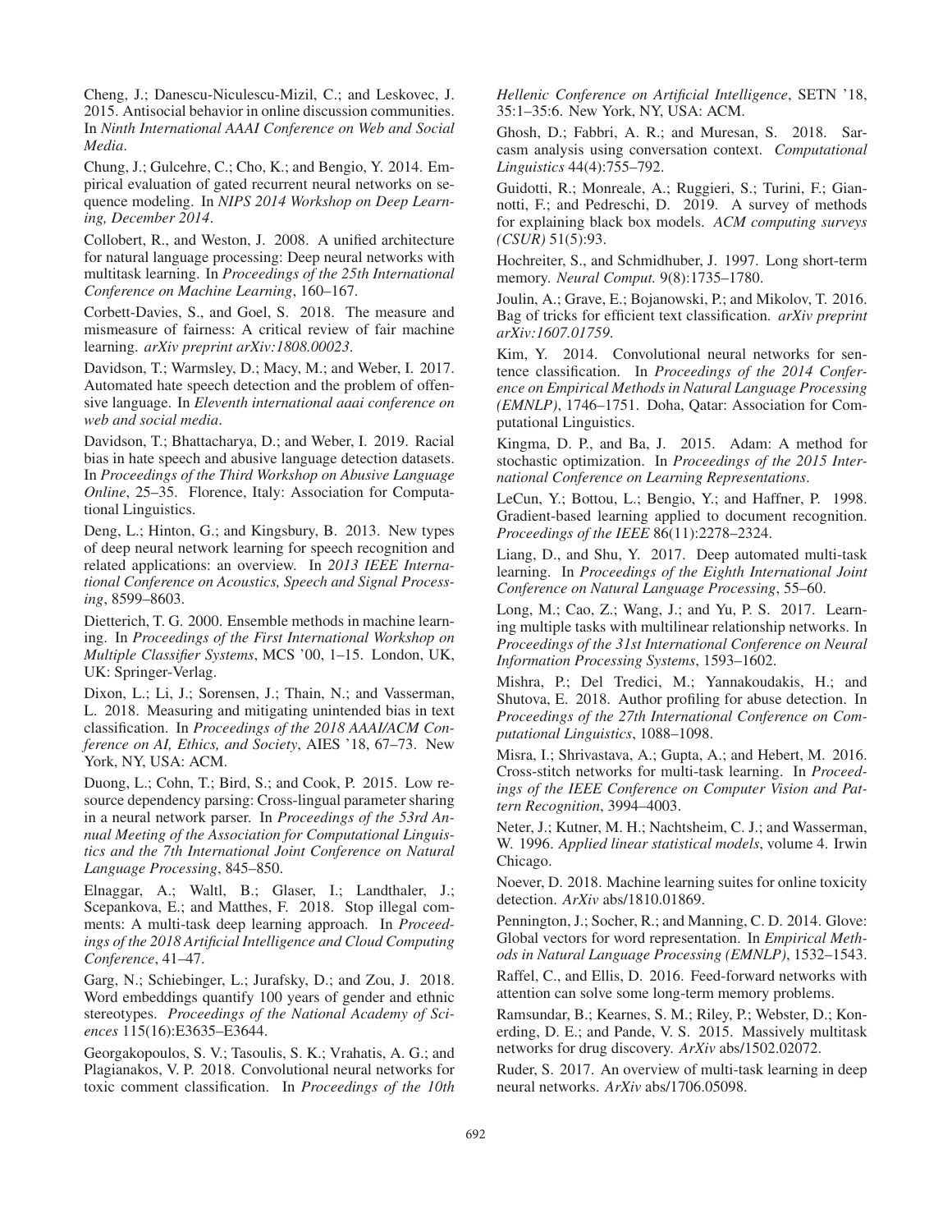Cheng, J.; Danescu-Niculescu-Mizil, C.; and Leskovec, J. 2015. Antisocial behavior in online discussion communities. In *Ninth International AAAI Conference on Web and Social Media*.

Chung, J.; Gulcehre, C.; Cho, K.; and Bengio, Y. 2014. Empirical evaluation of gated recurrent neural networks on sequence modeling. In *NIPS 2014 Workshop on Deep Learning, December 2014*.

Collobert, R., and Weston, J. 2008. A unified architecture for natural language processing: Deep neural networks with multitask learning. In *Proceedings of the 25th International Conference on Machine Learning*, 160–167.

Corbett-Davies, S., and Goel, S. 2018. The measure and mismeasure of fairness: A critical review of fair machine learning. *arXiv preprint arXiv:1808.00023*.

Davidson, T.; Warmsley, D.; Macy, M.; and Weber, I. 2017. Automated hate speech detection and the problem of offensive language. In *Eleventh international aaai conference on web and social media*.

Davidson, T.; Bhattacharya, D.; and Weber, I. 2019. Racial bias in hate speech and abusive language detection datasets. In *Proceedings of the Third Workshop on Abusive Language Online*, 25–35. Florence, Italy: Association for Computational Linguistics.

Deng, L.; Hinton, G.; and Kingsbury, B. 2013. New types of deep neural network learning for speech recognition and related applications: an overview. In *2013 IEEE International Conference on Acoustics, Speech and Signal Processing*, 8599–8603.

Dietterich, T. G. 2000. Ensemble methods in machine learning. In *Proceedings of the First International Workshop on Multiple Classifier Systems*, MCS '00, 1–15. London, UK, UK: Springer-Verlag.

Dixon, L.; Li, J.; Sorensen, J.; Thain, N.; and Vasserman, L. 2018. Measuring and mitigating unintended bias in text classification. In *Proceedings of the 2018 AAAI/ACM Conference on AI, Ethics, and Society*, AIES '18, 67–73. New York, NY, USA: ACM.

Duong, L.; Cohn, T.; Bird, S.; and Cook, P. 2015. Low resource dependency parsing: Cross-lingual parameter sharing in a neural network parser. In *Proceedings of the 53rd Annual Meeting of the Association for Computational Linguistics and the 7th International Joint Conference on Natural Language Processing*, 845–850.

Elnaggar, A.; Waltl, B.; Glaser, I.; Landthaler, J.; Scepankova, E.; and Matthes, F. 2018. Stop illegal comments: A multi-task deep learning approach. In *Proceedings of the 2018 Artificial Intelligence and Cloud Computing Conference*, 41–47.

Garg, N.; Schiebinger, L.; Jurafsky, D.; and Zou, J. 2018. Word embeddings quantify 100 years of gender and ethnic stereotypes. *Proceedings of the National Academy of Sciences* 115(16):E3635–E3644.

Georgakopoulos, S. V.; Tasoulis, S. K.; Vrahatis, A. G.; and Plagianakos, V. P. 2018. Convolutional neural networks for toxic comment classification. In *Proceedings of the 10th Hellenic Conference on Artificial Intelligence*, SETN '18, 35:1–35:6. New York, NY, USA: ACM.

Ghosh, D.; Fabbri, A. R.; and Muresan, S. 2018. Sarcasm analysis using conversation context. *Computational Linguistics* 44(4):755–792.

Guidotti, R.; Monreale, A.; Ruggieri, S.; Turini, F.; Giannotti, F.; and Pedreschi, D. 2019. A survey of methods for explaining black box models. *ACM computing surveys (CSUR)* 51(5):93.

Hochreiter, S., and Schmidhuber, J. 1997. Long short-term memory. *Neural Comput.* 9(8):1735–1780.

Joulin, A.; Grave, E.; Bojanowski, P.; and Mikolov, T. 2016. Bag of tricks for efficient text classification. *arXiv preprint arXiv:1607.01759*.

Kim, Y. 2014. Convolutional neural networks for sentence classification. In *Proceedings of the 2014 Conference on Empirical Methods in Natural Language Processing (EMNLP)*, 1746–1751. Doha, Qatar: Association for Computational Linguistics.

Kingma, D. P., and Ba, J. 2015. Adam: A method for stochastic optimization. In *Proceedings of the 2015 International Conference on Learning Representations*.

LeCun, Y.; Bottou, L.; Bengio, Y.; and Haffner, P. 1998. Gradient-based learning applied to document recognition. *Proceedings of the IEEE* 86(11):2278–2324.

Liang, D., and Shu, Y. 2017. Deep automated multi-task learning. In *Proceedings of the Eighth International Joint Conference on Natural Language Processing*, 55–60.

Long, M.; Cao, Z.; Wang, J.; and Yu, P. S. 2017. Learning multiple tasks with multilinear relationship networks. In *Proceedings of the 31st International Conference on Neural Information Processing Systems*, 1593–1602.

Mishra, P.; Del Tredici, M.; Yannakoudakis, H.; and Shutova, E. 2018. Author profiling for abuse detection. In *Proceedings of the 27th International Conference on Computational Linguistics*, 1088–1098.

Misra, I.; Shrivastava, A.; Gupta, A.; and Hebert, M. 2016. Cross-stitch networks for multi-task learning. In *Proceedings of the IEEE Conference on Computer Vision and Pattern Recognition*, 3994–4003.

Neter, J.; Kutner, M. H.; Nachtsheim, C. J.; and Wasserman, W. 1996. *Applied linear statistical models*, volume 4. Irwin Chicago.

Noever, D. 2018. Machine learning suites for online toxicity detection. *ArXiv* abs/1810.01869.

Pennington, J.; Socher, R.; and Manning, C. D. 2014. Glove: Global vectors for word representation. In *Empirical Methods in Natural Language Processing (EMNLP)*, 1532–1543.

Raffel, C., and Ellis, D. 2016. Feed-forward networks with attention can solve some long-term memory problems.

Ramsundar, B.; Kearnes, S. M.; Riley, P.; Webster, D.; Konerding, D. E.; and Pande, V. S. 2015. Massively multitask networks for drug discovery. *ArXiv* abs/1502.02072.

Ruder, S. 2017. An overview of multi-task learning in deep neural networks. *ArXiv* abs/1706.05098.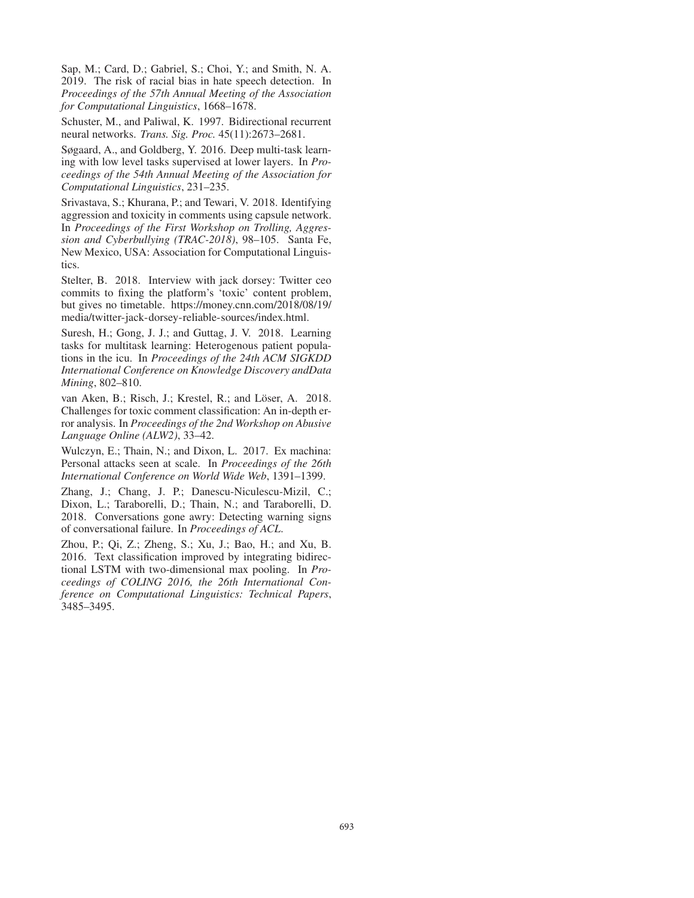Sap, M.; Card, D.; Gabriel, S.; Choi, Y.; and Smith, N. A. 2019. The risk of racial bias in hate speech detection. In *Proceedings of the 57th Annual Meeting of the Association for Computational Linguistics*, 1668–1678.

Schuster, M., and Paliwal, K. 1997. Bidirectional recurrent neural networks. *Trans. Sig. Proc.* 45(11):2673–2681.

Søgaard, A., and Goldberg, Y. 2016. Deep multi-task learning with low level tasks supervised at lower layers. In *Proceedings of the 54th Annual Meeting of the Association for Computational Linguistics*, 231–235.

Srivastava, S.; Khurana, P.; and Tewari, V. 2018. Identifying aggression and toxicity in comments using capsule network. In *Proceedings of the First Workshop on Trolling, Aggression and Cyberbullying (TRAC-2018)*, 98–105. Santa Fe, New Mexico, USA: Association for Computational Linguistics.

Stelter, B. 2018. Interview with jack dorsey: Twitter ceo commits to fixing the platform's 'toxic' content problem, but gives no timetable. https://money.cnn.com/2018/08/19/media/twitter-jack-dorsey-reliable-sources/index.html.

Suresh, H.; Gong, J. J.; and Guttag, J. V. 2018. Learning tasks for multitask learning: Heterogenous patient populations in the icu. In *Proceedings of the 24th ACM SIGKDD International Conference on Knowledge Discovery andData Mining*, 802–810.

van Aken, B.; Risch, J.; Krestel, R.; and Löser, A. 2018. Challenges for toxic comment classification: An in-depth error analysis. In *Proceedings of the 2nd Workshop on Abusive Language Online (ALW2)*, 33–42.

Wulczyn, E.; Thain, N.; and Dixon, L. 2017. Ex machina: Personal attacks seen at scale. In *Proceedings of the 26th International Conference on World Wide Web*, 1391–1399.

Zhang, J.; Chang, J. P.; Danescu-Niculescu-Mizil, C.; Dixon, L.; Taraborelli, D.; Thain, N.; and Taraborelli, D. 2018. Conversations gone awry: Detecting warning signs of conversational failure. In *Proceedings of ACL*.

Zhou, P.; Qi, Z.; Zheng, S.; Xu, J.; Bao, H.; and Xu, B. 2016. Text classification improved by integrating bidirectional LSTM with two-dimensional max pooling. In *Proceedings of COLING 2016, the 26th International Conference on Computational Linguistics: Technical Papers*, 3485–3495.